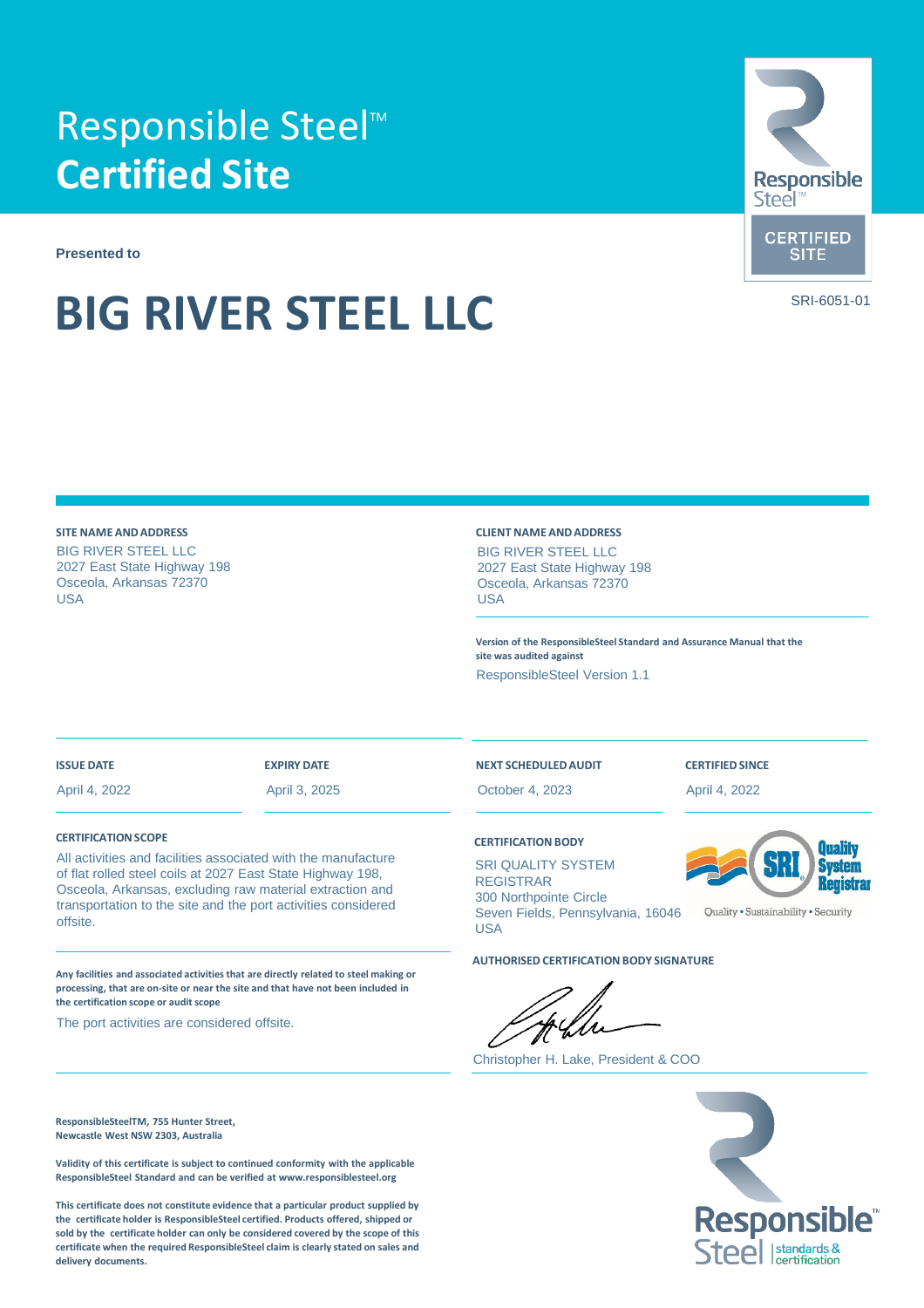# Responsible Steel™ **Certified Site**

Responsible Steel™ CERTIFIED SITE

SRI-6051-01

**Presented to**

# BIG RIVER STEEL LLC

**SITE NAME AND ADDRESS**

BIG RIVER STEEL LLC
2027 East State Highway 198
Osceola, Arkansas 72370
USA

**CLIENT NAME AND ADDRESS**

BIG RIVER STEEL LLC
2027 East State Highway 198
Osceola, Arkansas 72370
USA

**Version of the ResponsibleSteel Standard and Assurance Manual that the site was audited against**

ResponsibleSteel Version 1.1

| ISSUE DATE | EXPIRY DATE | NEXT SCHEDULED AUDIT | CERTIFIED SINCE |
|---|---|---|---|
| April 4, 2022 | April 3, 2025 | October 4, 2023 | April 4, 2022 |

**CERTIFICATION SCOPE**

All activities and facilities associated with the manufacture of flat rolled steel coils at 2027 East State Highway 198, Osceola, Arkansas, excluding raw material extraction and transportation to the site and the port activities considered offsite.

**Any facilities and associated activities that are directly related to steel making or processing, that are on-site or near the site and that have not been included in the certification scope or audit scope**

The port activities are considered offsite.

**CERTIFICATION BODY**

SRI QUALITY SYSTEM REGISTRAR
300 Northpointe Circle
Seven Fields, Pennsylvania, 16046
USA

SRI Quality System Registrar — Quality • Sustainability • Security

**AUTHORISED CERTIFICATION BODY SIGNATURE**

Christopher H. Lake, President & COO

**ResponsibleSteelTM, 755 Hunter Street, Newcastle West NSW 2303, Australia**

**Validity of this certificate is subject to continued conformity with the applicable ResponsibleSteel Standard and can be verified at www.responsiblesteel.org**

**This certificate does not constitute evidence that a particular product supplied by the certificate holder is ResponsibleSteel certified. Products offered, shipped or sold by the certificate holder can only be considered covered by the scope of this certificate when the required ResponsibleSteel claim is clearly stated on sales and delivery documents.**

ResponsibleSteel™ standards & certification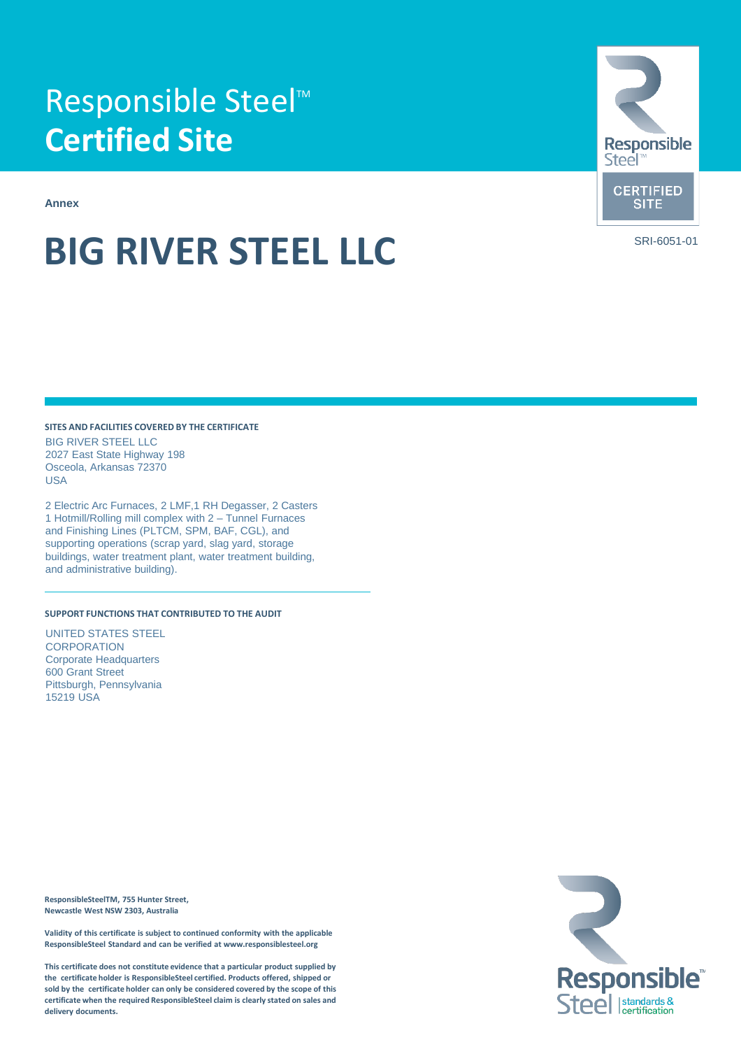# Responsible Steel™
# **Certified Site**

Responsible Steel™

CERTIFIED SITE

SRI-6051-01

**Annex**

# BIG RIVER STEEL LLC

**SITES AND FACILITIES COVERED BY THE CERTIFICATE**

BIG RIVER STEEL LLC
2027 East State Highway 198
Osceola, Arkansas 72370
USA

2 Electric Arc Furnaces, 2 LMF,1 RH Degasser, 2 Casters
1 Hotmill/Rolling mill complex with 2 – Tunnel Furnaces
and Finishing Lines (PLTCM, SPM, BAF, CGL), and
supporting operations (scrap yard, slag yard, storage
buildings, water treatment plant, water treatment building,
and administrative building).

**SUPPORT FUNCTIONS THAT CONTRIBUTED TO THE AUDIT**

UNITED STATES STEEL
CORPORATION
Corporate Headquarters
600 Grant Street
Pittsburgh, Pennsylvania
15219 USA

**ResponsibleSteelTM, 755 Hunter Street,
Newcastle West NSW 2303, Australia**

**Validity of this certificate is subject to continued conformity with the applicable ResponsibleSteel Standard and can be verified at www.responsiblesteel.org**

**This certificate does not constitute evidence that a particular product supplied by the certificate holder is ResponsibleSteel certified. Products offered, shipped or sold by the certificate holder can only be considered covered by the scope of this certificate when the required ResponsibleSteel claim is clearly stated on sales and delivery documents.**

Responsible Steel™ standards & certification